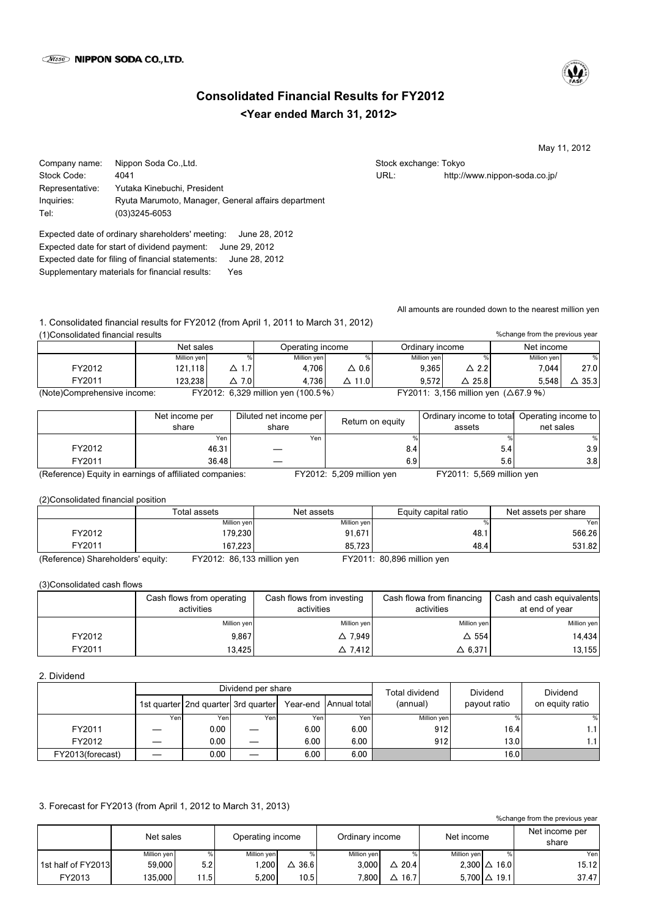NIPPON SODA CO.,LTD.

# Consolidated Financial Results for FY2012

## <Year ended March 31, 2012>

May 11, 2012

Company name: Nippon Soda Co.,Ltd.
Stock Code: 4041
Representative: Yutaka Kinebuchi, President
Inquiries: Ryuta Marumoto, Manager, General affairs department
Tel: (03)3245-6053

Stock exchange: Tokyo
URL: http://www.nippon-soda.co.jp/

Expected date of ordinary shareholders' meeting: June 28, 2012
Expected date for start of dividend payment: June 29, 2012
Expected date for filing of financial statements: June 28, 2012
Supplementary materials for financial results: Yes

All amounts are rounded down to the nearest million yen

1. Consolidated financial results for FY2012 (from April 1, 2011 to March 31, 2012)

(1)Consolidated financial results

%change from the previous year

| | Net sales | | Operating income | | Ordinary income | | Net income | |
|---|---|---|---|---|---|---|---|---|
| | Million yen | % | Million yen | % | Million yen | % | Million yen | % |
| FY2012 | 121,118 | △ 1.7 | 4,706 | △ 0.6 | 9,365 | △ 2.2 | 7,044 | 27.0 |
| FY2011 | 123,238 | △ 7.0 | 4,736 | △ 11.0 | 9,572 | △ 25.8 | 5,548 | △ 35.3 |

(Note)Comprehensive income: FY2012: 6,329 million yen (100.5%) FY2011: 3,156 million yen (△67.9 %)

| | Net income per share | Diluted net income per share | Return on equity | Ordinary income to total assets | Operating income to net sales |
|---|---|---|---|---|---|
| | Yen | Yen | % | % | % |
| FY2012 | 46.31 | — | 8.4 | 5.4 | 3.9 |
| FY2011 | 36.48 | — | 6.9 | 5.6 | 3.8 |

(Reference) Equity in earnings of affiliated companies: FY2012: 5,209 million yen FY2011: 5,569 million yen

(2)Consolidated financial position

| | Total assets | Net assets | Equity capital ratio | Net assets per share |
|---|---|---|---|---|
| | Million yen | Million yen | % | Yen |
| FY2012 | 179,230 | 91,671 | 48.1 | 566.26 |
| FY2011 | 167,223 | 85,723 | 48.4 | 531.82 |

(Reference) Shareholders' equity: FY2012: 86,133 million yen FY2011: 80,896 million yen

(3)Consolidated cash flows

| | Cash flows from operating activities | Cash flows from investing activities | Cash flowa from financing activities | Cash and cash equivalents at end of year |
|---|---|---|---|---|
| | Million yen | Million yen | Million yen | Million yen |
| FY2012 | 9,867 | △ 7,949 | △ 554 | 14,434 |
| FY2011 | 13,425 | △ 7,412 | △ 6,371 | 13,155 |

2. Dividend

| | Dividend per share | | | | | Total dividend (annual) | Dividend payout ratio | Dividend on equity ratio |
|---|---|---|---|---|---|---|---|---|
| | 1st quarter | 2nd quarter | 3rd quarter | Year-end | Annual total | | | |
| | Yen | Yen | Yen | Yen | Yen | Million yen | % | % |
| FY2011 | — | 0.00 | — | 6.00 | 6.00 | 912 | 16.4 | 1.1 |
| FY2012 | — | 0.00 | — | 6.00 | 6.00 | 912 | 13.0 | 1.1 |
| FY2013(forecast) | — | 0.00 | — | 6.00 | 6.00 | | 16.0 | |

3. Forecast for FY2013 (from April 1, 2012 to March 31, 2013)

%change from the previous year

| | Net sales | | Operating income | | Ordinary income | | Net income | | Net income per share |
|---|---|---|---|---|---|---|---|---|---|
| | Million yen | % | Million yen | % | Million yen | % | Million yen | % | Yen |
| 1st half of FY2013 | 59,000 | 5.2 | 1,200 | △ 36.6 | 3,000 | △ 20.4 | 2,300 | △ 16.0 | 15.12 |
| FY2013 | 135,000 | 11.5 | 5,200 | 10.5 | 7,800 | △ 16.7 | 5,700 | △ 19.1 | 37.47 |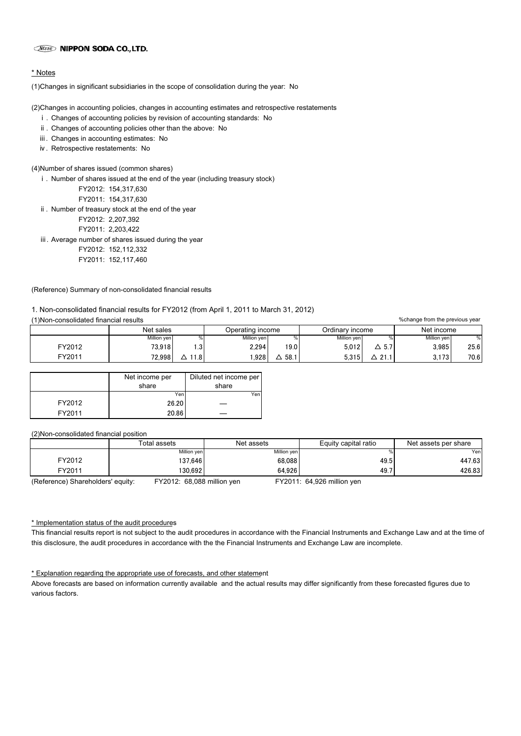NIPPON SODA CO.,LTD.

\* Notes

(1)Changes in significant subsidiaries in the scope of consolidation during the year: No

(2)Changes in accounting policies, changes in accounting estimates and retrospective restatements

- ⅰ. Changes of accounting policies by revision of accounting standards: No
- ⅱ. Changes of accounting policies other than the above: No
- ⅲ. Changes in accounting estimates: No
- ⅳ. Retrospective restatements: No

(4)Number of shares issued (common shares)

- ⅰ. Number of shares issued at the end of the year (including treasury stock)
  - FY2012: 154,317,630
  - FY2011: 154,317,630
- ⅱ. Number of treasury stock at the end of the year
  - FY2012: 2,207,392
  - FY2011: 2,203,422
- ⅲ. Average number of shares issued during the year
  - FY2012: 152,112,332
  - FY2011: 152,117,460

(Reference) Summary of non-consolidated financial results

1. Non-consolidated financial results for FY2012 (from April 1, 2011 to March 31, 2012)

(1)Non-consolidated financial results

%change from the previous year

| | Net sales | | Operating income | | Ordinary income | | Net income | |
|---|---|---|---|---|---|---|---|---|
| | Million yen | % | Million yen | % | Million yen | % | Million yen | % |
| FY2012 | 73,918 | 1.3 | 2,294 | 19.0 | 5,012 | △ 5.7 | 3,985 | 25.6 |
| FY2011 | 72,998 | △ 11.8 | 1,928 | △ 58.1 | 5,315 | △ 21.1 | 3,173 | 70.6 |

| | Net income per share | Diluted net income per share |
|---|---|---|
| | Yen | Yen |
| FY2012 | 26.20 | — |
| FY2011 | 20.86 | — |

(2)Non-consolidated financial position

| | Total assets | Net assets | Equity capital ratio | Net assets per share |
|---|---|---|---|---|
| | Million yen | Million yen | % | Yen |
| FY2012 | 137,646 | 68,088 | 49.5 | 447.63 |
| FY2011 | 130,692 | 64,926 | 49.7 | 426.83 |

(Reference) Shareholders' equity: FY2012: 68,088 million yen FY2011: 64,926 million yen

\* Implementation status of the audit procedures

This financial results report is not subject to the audit procedures in accordance with the Financial Instruments and Exchange Law and at the time of this disclosure, the audit procedures in accordance with the the Financial Instruments and Exchange Law are incomplete.

\* Explanation regarding the appropriate use of forecasts, and other statement

Above forecasts are based on information currently available and the actual results may differ significantly from these forecasted figures due to various factors.